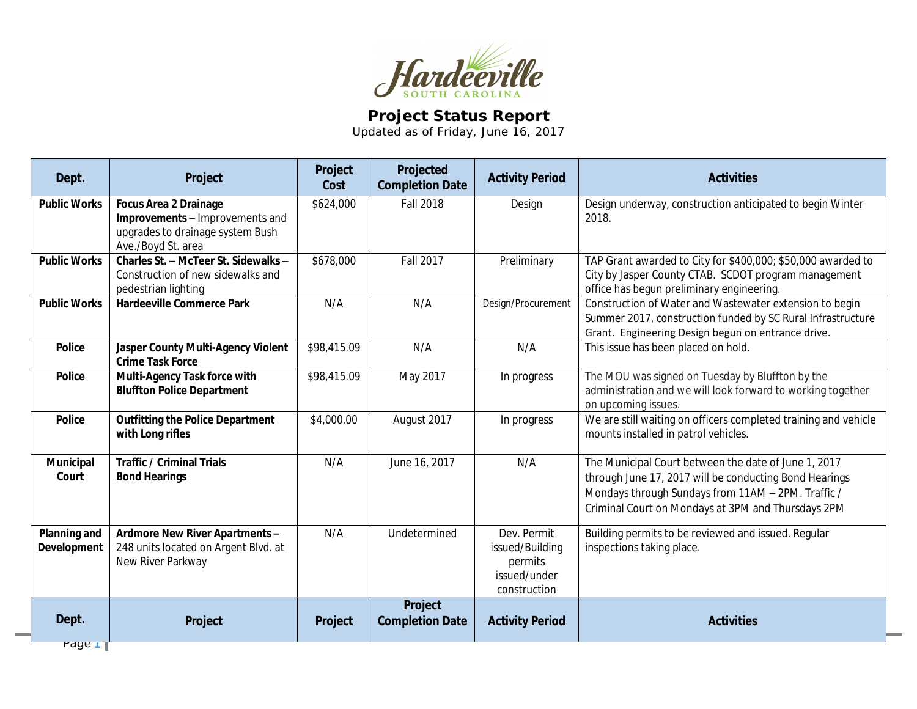Hardeeville
SOUTH CAROLINA

# Project Status Report

Updated as of Friday, June 16, 2017

| Dept. | Project | Project Cost | Projected Completion Date | Activity Period | Activities |
|---|---|---|---|---|---|
| **Public Works** | **Focus Area 2 Drainage Improvements** – Improvements and upgrades to drainage system Bush Ave./Boyd St. area | $624,000 | Fall 2018 | Design | Design underway, construction anticipated to begin Winter 2018. |
| **Public Works** | **Charles St. – McTeer St. Sidewalks** – Construction of new sidewalks and pedestrian lighting | $678,000 | Fall 2017 | Preliminary | TAP Grant awarded to City for $400,000; $50,000 awarded to City by Jasper County CTAB. SCDOT program management office has begun preliminary engineering. |
| **Public Works** | **Hardeeville Commerce Park** | N/A | N/A | Design/Procurement | Construction of Water and Wastewater extension to begin Summer 2017, construction funded by SC Rural Infrastructure Grant. Engineering Design begun on entrance drive. |
| **Police** | **Jasper County Multi-Agency Violent Crime Task Force** | $98,415.09 | N/A | N/A | This issue has been placed on hold. |
| **Police** | **Multi-Agency Task force with Bluffton Police Department** | $98,415.09 | May 2017 | In progress | The MOU was signed on Tuesday by Bluffton by the administration and we will look forward to working together on upcoming issues. |
| **Police** | **Outfitting the Police Department with Long rifles** | $4,000.00 | August 2017 | In progress | We are still waiting on officers completed training and vehicle mounts installed in patrol vehicles. |
| **Municipal Court** | **Traffic / Criminal Trials Bond Hearings** | N/A | June 16, 2017 | N/A | The Municipal Court between the date of June 1, 2017 through June 17, 2017 will be conducting Bond Hearings Mondays through Sundays from 11AM – 2PM. Traffic / Criminal Court on Mondays at 3PM and Thursdays 2PM |
| **Planning and Development** | **Ardmore New River Apartments** – 248 units located on Argent Blvd. at New River Parkway | N/A | Undetermined | Dev. Permit issued/Building permits issued/under construction | Building permits to be reviewed and issued. Regular inspections taking place. |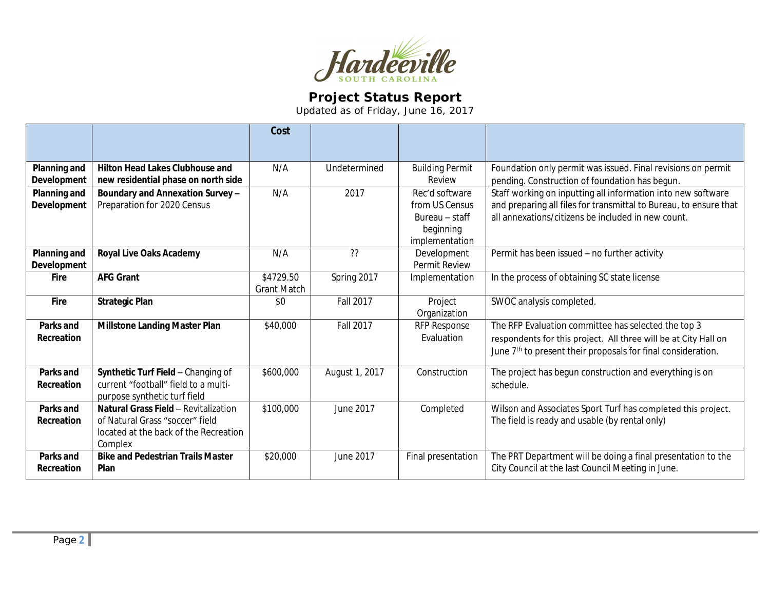Hardeeville
SOUTH CAROLINA

# Project Status Report

Updated as of Friday, June 16, 2017

| | | Cost | | | |
|---|---|---|---|---|---|
| **Planning and Development** | **Hilton Head Lakes Clubhouse and new residential phase on north side** | N/A | Undetermined | Building Permit Review | Foundation only permit was issued. Final revisions on permit pending. Construction of foundation has begun. |
| **Planning and Development** | **Boundary and Annexation Survey** – Preparation for 2020 Census | N/A | 2017 | Rec'd software from US Census Bureau – staff beginning implementation | Staff working on inputting all information into new software and preparing all files for transmittal to Bureau, to ensure that all annexations/citizens be included in new count. |
| **Planning and Development** | **Royal Live Oaks Academy** | N/A | ?? | Development Permit Review | Permit has been issued – no further activity |
| **Fire** | **AFG Grant** | $4729.50 Grant Match | Spring 2017 | Implementation | In the process of obtaining SC state license |
| **Fire** | **Strategic Plan** | $0 | Fall 2017 | Project Organization | SWOC analysis completed. |
| **Parks and Recreation** | **Millstone Landing Master Plan** | $40,000 | Fall 2017 | RFP Response Evaluation | The RFP Evaluation committee has selected the top 3 respondents for this project. All three will be at City Hall on June 7th to present their proposals for final consideration. |
| **Parks and Recreation** | **Synthetic Turf Field** – Changing of current "football" field to a multi-purpose synthetic turf field | $600,000 | August 1, 2017 | Construction | The project has begun construction and everything is on schedule. |
| **Parks and Recreation** | **Natural Grass Field** – Revitalization of Natural Grass "soccer" field located at the back of the Recreation Complex | $100,000 | June 2017 | Completed | Wilson and Associates Sport Turf has completed this project. The field is ready and usable (by rental only) |
| **Parks and Recreation** | **Bike and Pedestrian Trails Master Plan** | $20,000 | June 2017 | Final presentation | The PRT Department will be doing a final presentation to the City Council at the last Council Meeting in June. |